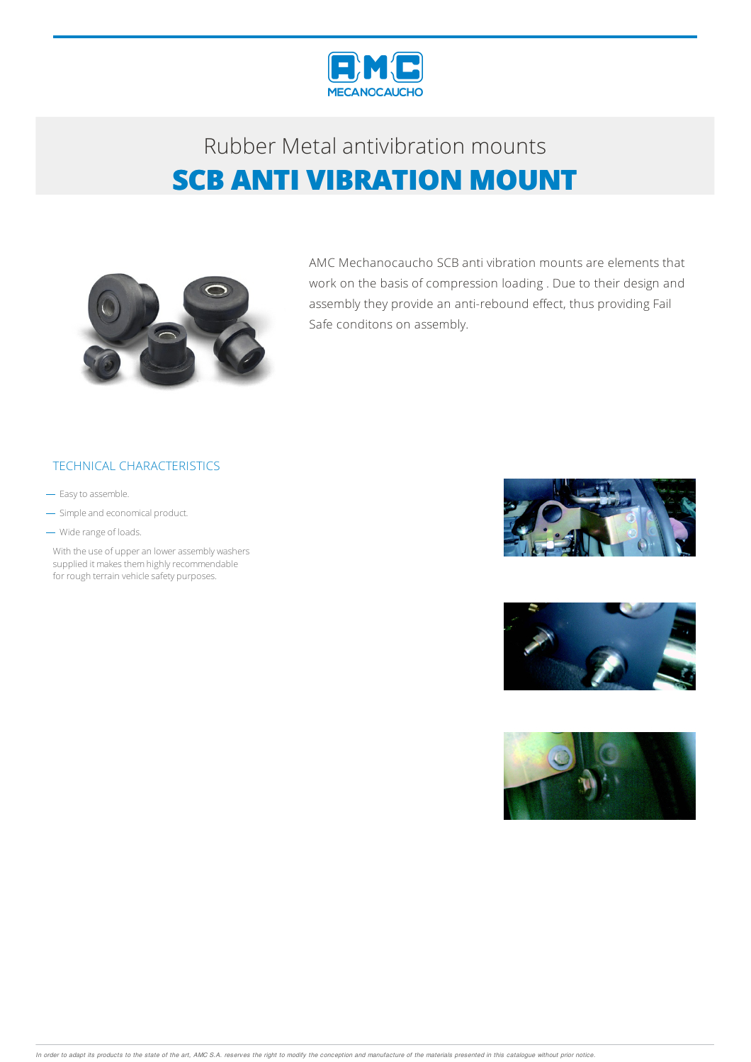# Rubber Metal antivibration mounts

## SCB ANTI VIBRATION MOUNT

AMC Mechanocaucho SCB anti vibration mounts are elements that work on the basis of compression loading . Due to their design and assembly they provide an anti-rebound effect, thus providing Fail Safe conditons on assembly.

### TECHNICAL CHARACTERISTICS

- Easy to assemble.
- Simple and economical product.
- Wide range of loads.

With the use of upper an lower assembly washers supplied it makes them highly recommendable for rough terrain vehicle safety purposes.

*In order to adapt its products to the state of the art, AMC S.A. reserves the right to modify the conception and manufacture of the materials presented in this catalogue without prior notice.*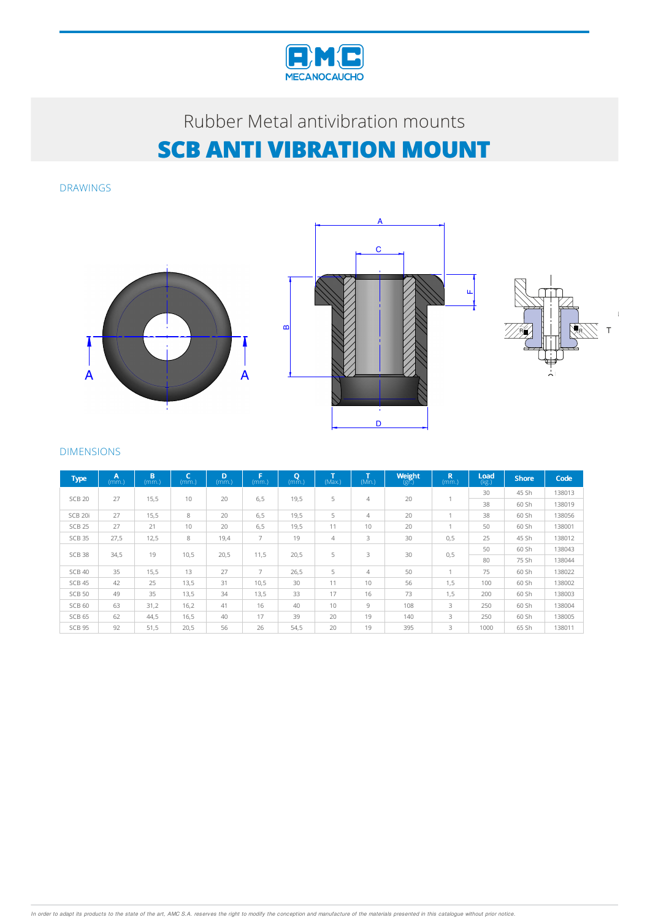# Rubber Metal antivibration mounts

# SCB ANTI VIBRATION MOUNT

## DRAWINGS

## DIMENSIONS

| Type | A (mm.) | B (mm.) | C (mm.) | D (mm.) | F (mm.) | Q (mm.) | T (Max.) | T (Min.) | Weight (gr.) | R (mm.) | Load (kg.) | Shore | Code |
|---|---|---|---|---|---|---|---|---|---|---|---|---|---|
| SCB 20 | 27 | 15,5 | 10 | 20 | 6,5 | 19,5 | 5 | 4 | 20 | 1 | 30 | 45 Sh | 138013 |
| | | | | | | | | | | | 38 | 60 Sh | 138019 |
| SCB 20i | 27 | 15,5 | 8 | 20 | 6,5 | 19,5 | 5 | 4 | 20 | 1 | 38 | 60 Sh | 138056 |
| SCB 25 | 27 | 21 | 10 | 20 | 6,5 | 19,5 | 11 | 10 | 20 | 1 | 50 | 60 Sh | 138001 |
| SCB 35 | 27,5 | 12,5 | 8 | 19,4 | 7 | 19 | 4 | 3 | 30 | 0,5 | 25 | 45 Sh | 138012 |
| SCB 38 | 34,5 | 19 | 10,5 | 20,5 | 11,5 | 20,5 | 5 | 3 | 30 | 0,5 | 50 | 60 Sh | 138043 |
| | | | | | | | | | | | 80 | 75 Sh | 138044 |
| SCB 40 | 35 | 15,5 | 13 | 27 | 7 | 26,5 | 5 | 4 | 50 | 1 | 75 | 60 Sh | 138022 |
| SCB 45 | 42 | 25 | 13,5 | 31 | 10,5 | 30 | 11 | 10 | 56 | 1,5 | 100 | 60 Sh | 138002 |
| SCB 50 | 49 | 35 | 13,5 | 34 | 13,5 | 33 | 17 | 16 | 73 | 1,5 | 200 | 60 Sh | 138003 |
| SCB 60 | 63 | 31,2 | 16,2 | 41 | 16 | 40 | 10 | 9 | 108 | 3 | 250 | 60 Sh | 138004 |
| SCB 65 | 62 | 44,5 | 16,5 | 40 | 17 | 39 | 20 | 19 | 140 | 3 | 250 | 60 Sh | 138005 |
| SCB 95 | 92 | 51,5 | 20,5 | 56 | 26 | 54,5 | 20 | 19 | 395 | 3 | 1000 | 65 Sh | 138011 |

*In order to adapt its products to the state of the art, AMC S.A. reserves the right to modify the conception and manufacture of the materials presented in this catalogue without prior notice.*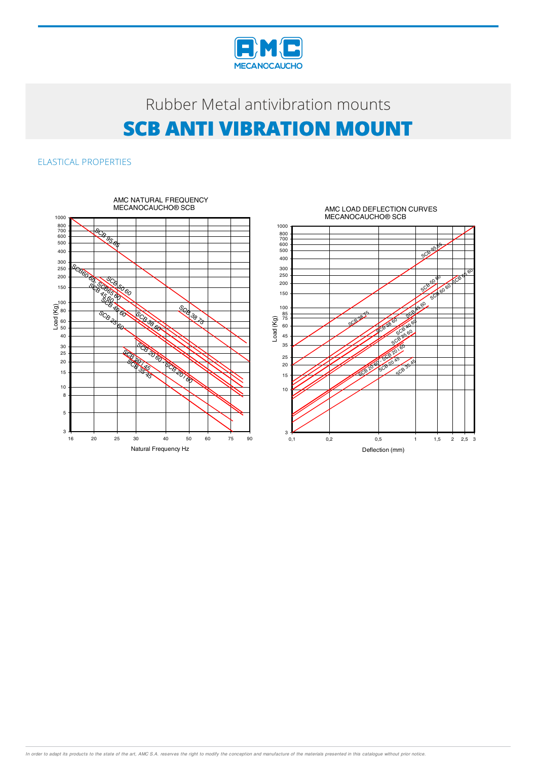Rubber Metal antivibration mounts

# SCB ANTI VIBRATION MOUNT

## ELASTICAL PROPERTIES

AMC NATURAL FREQUENCY
MECANOCAUCHO® SCB

AMC LOAD DEFLECTION CURVES
MECANOCAUCHO® SCB

*In order to adapt its products to the state of the art, AMC S.A. reserves the right to modify the conception and manufacture of the materials presented in this catalogue without prior notice.*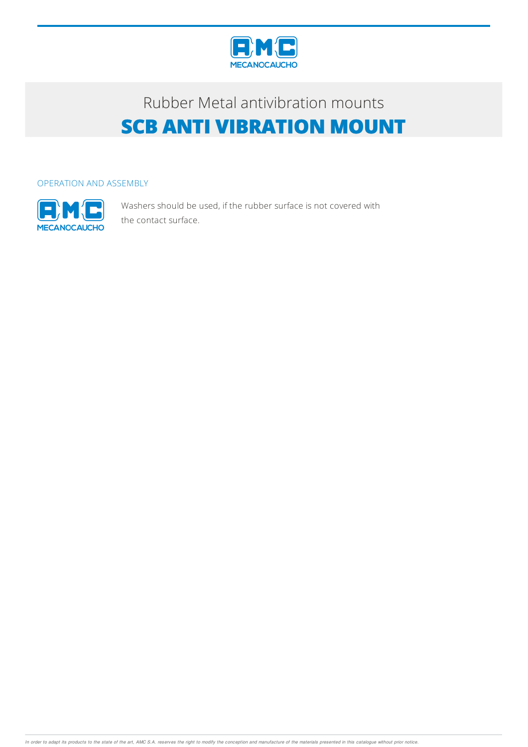Rubber Metal antivibration mounts

# SCB ANTI VIBRATION MOUNT

## OPERATION AND ASSEMBLY

Washers should be used, if the rubber surface is not covered with the contact surface.

*In order to adapt its products to the state of the art, AMC S.A. reserves the right to modify the conception and manufacture of the materials presented in this catalogue without prior notice.*